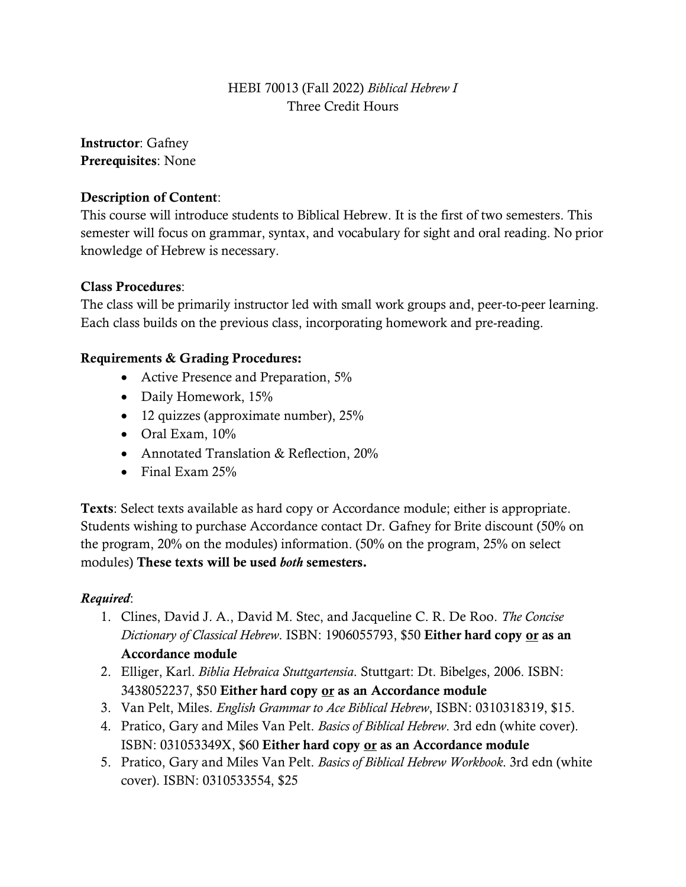HEBI 70013 (Fall 2022) *Biblical Hebrew I*
Three Credit Hours

**Instructor**: Gafney
**Prerequisites**: None

**Description of Content**:
This course will introduce students to Biblical Hebrew. It is the first of two semesters. This semester will focus on grammar, syntax, and vocabulary for sight and oral reading. No prior knowledge of Hebrew is necessary.

**Class Procedures**:
The class will be primarily instructor led with small work groups and, peer-to-peer learning. Each class builds on the previous class, incorporating homework and pre-reading.

**Requirements & Grading Procedures:**

- Active Presence and Preparation, 5%
- Daily Homework, 15%
- 12 quizzes (approximate number), 25%
- Oral Exam, 10%
- Annotated Translation & Reflection, 20%
- Final Exam 25%

**Texts**: Select texts available as hard copy or Accordance module; either is appropriate. Students wishing to purchase Accordance contact Dr. Gafney for Brite discount (50% on the program, 20% on the modules) information. (50% on the program, 25% on select modules) **These texts will be used *both* semesters.**

***Required***:

1. Clines, David J. A., David M. Stec, and Jacqueline C. R. De Roo. *The Concise Dictionary of Classical Hebrew*. ISBN: 1906055793, $50 **Either hard copy <u>or</u> as an Accordance module**
2. Elliger, Karl. *Biblia Hebraica Stuttgartensia*. Stuttgart: Dt. Bibelges, 2006. ISBN: 3438052237, $50 **Either hard copy <u>or</u> as an Accordance module**
3. Van Pelt, Miles. *English Grammar to Ace Biblical Hebrew*, ISBN: 0310318319, $15.
4. Pratico, Gary and Miles Van Pelt. *Basics of Biblical Hebrew*. 3rd edn (white cover). ISBN: 031053349X, $60 **Either hard copy <u>or</u> as an Accordance module**
5. Pratico, Gary and Miles Van Pelt. *Basics of Biblical Hebrew Workbook*. 3rd edn (white cover). ISBN: 0310533554, $25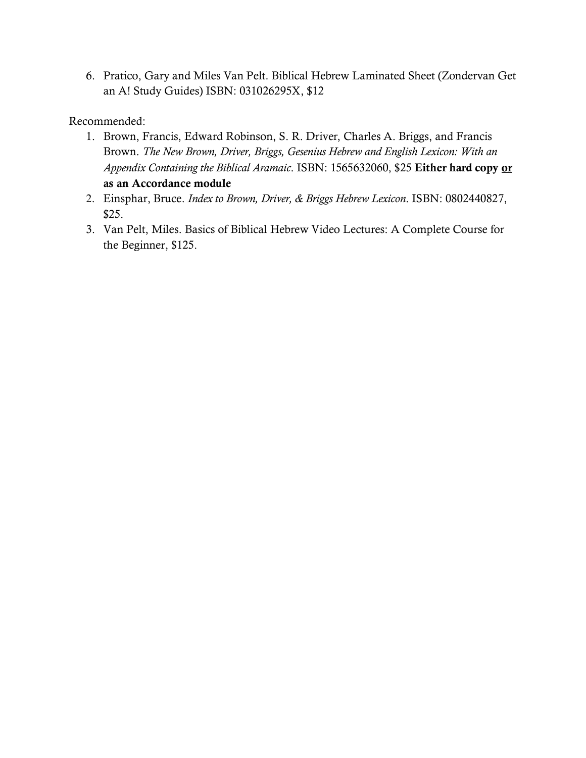6. Pratico, Gary and Miles Van Pelt. Biblical Hebrew Laminated Sheet (Zondervan Get an A! Study Guides) ISBN: 031026295X, $12

Recommended:

1. Brown, Francis, Edward Robinson, S. R. Driver, Charles A. Briggs, and Francis Brown. *The New Brown, Driver, Briggs, Gesenius Hebrew and English Lexicon: With an Appendix Containing the Biblical Aramaic*. ISBN: 1565632060, $25 **Either hard copy <u>or</u> as an Accordance module**
2. Einsphar, Bruce. *Index to Brown, Driver, & Briggs Hebrew Lexicon*. ISBN: 0802440827, $25.
3. Van Pelt, Miles. Basics of Biblical Hebrew Video Lectures: A Complete Course for the Beginner, $125.